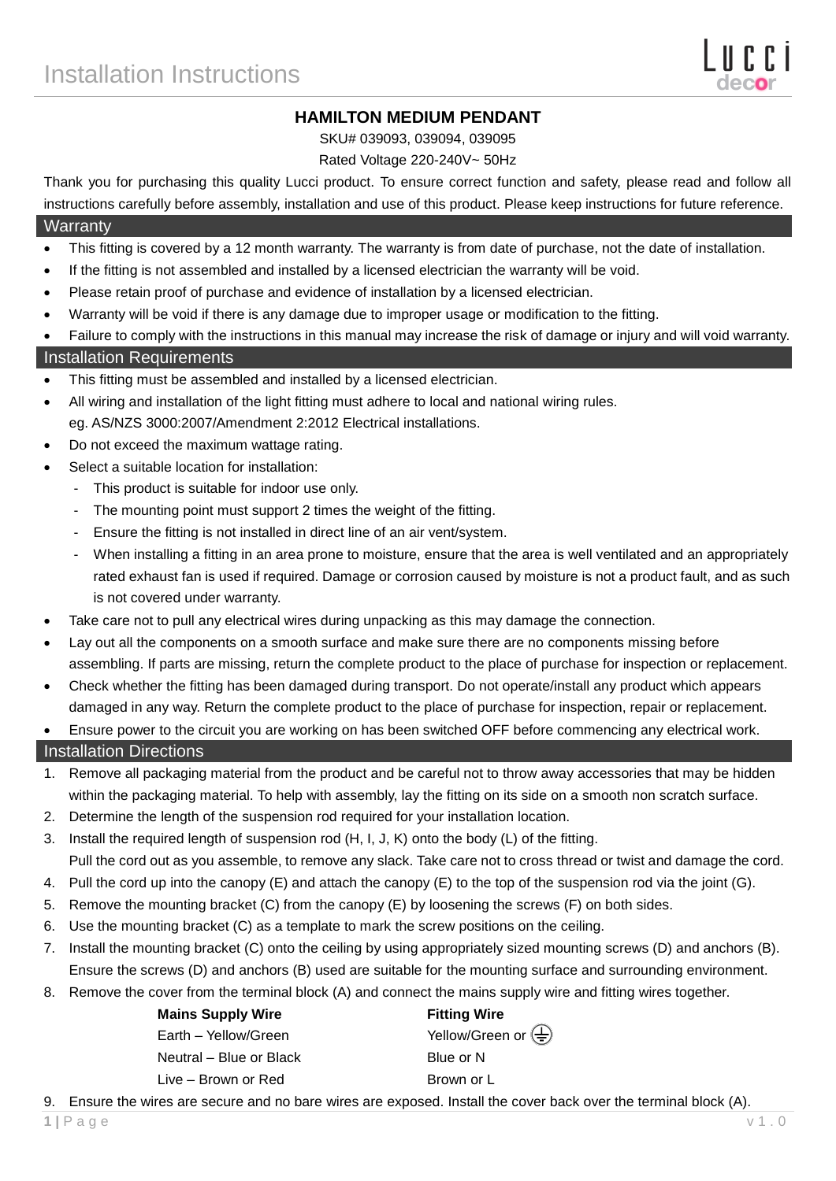# Installation Instructions

## HAMILTON MEDIUM PENDANT

SKU# 039093, 039094, 039095

Rated Voltage 220-240V~ 50Hz

Thank you for purchasing this quality Lucci product. To ensure correct function and safety, please read and follow all instructions carefully before assembly, installation and use of this product. Please keep instructions for future reference.

## Warranty

- This fitting is covered by a 12 month warranty. The warranty is from date of purchase, not the date of installation.
- If the fitting is not assembled and installed by a licensed electrician the warranty will be void.
- Please retain proof of purchase and evidence of installation by a licensed electrician.
- Warranty will be void if there is any damage due to improper usage or modification to the fitting.
- Failure to comply with the instructions in this manual may increase the risk of damage or injury and will void warranty.

## Installation Requirements

- This fitting must be assembled and installed by a licensed electrician.
- All wiring and installation of the light fitting must adhere to local and national wiring rules.
  eg. AS/NZS 3000:2007/Amendment 2:2012 Electrical installations.
- Do not exceed the maximum wattage rating.
- Select a suitable location for installation:
  - This product is suitable for indoor use only.
  - The mounting point must support 2 times the weight of the fitting.
  - Ensure the fitting is not installed in direct line of an air vent/system.
  - When installing a fitting in an area prone to moisture, ensure that the area is well ventilated and an appropriately rated exhaust fan is used if required. Damage or corrosion caused by moisture is not a product fault, and as such is not covered under warranty.
- Take care not to pull any electrical wires during unpacking as this may damage the connection.
- Lay out all the components on a smooth surface and make sure there are no components missing before assembling. If parts are missing, return the complete product to the place of purchase for inspection or replacement.
- Check whether the fitting has been damaged during transport. Do not operate/install any product which appears damaged in any way. Return the complete product to the place of purchase for inspection, repair or replacement.
- Ensure power to the circuit you are working on has been switched OFF before commencing any electrical work.

## Installation Directions

1. Remove all packaging material from the product and be careful not to throw away accessories that may be hidden within the packaging material. To help with assembly, lay the fitting on its side on a smooth non scratch surface.
2. Determine the length of the suspension rod required for your installation location.
3. Install the required length of suspension rod (H, I, J, K) onto the body (L) of the fitting.
   Pull the cord out as you assemble, to remove any slack. Take care not to cross thread or twist and damage the cord.
4. Pull the cord up into the canopy (E) and attach the canopy (E) to the top of the suspension rod via the joint (G).
5. Remove the mounting bracket (C) from the canopy (E) by loosening the screws (F) on both sides.
6. Use the mounting bracket (C) as a template to mark the screw positions on the ceiling.
7. Install the mounting bracket (C) onto the ceiling by using appropriately sized mounting screws (D) and anchors (B).
   Ensure the screws (D) and anchors (B) used are suitable for the mounting surface and surrounding environment.
8. Remove the cover from the terminal block (A) and connect the mains supply wire and fitting wires together.

| Mains Supply Wire | Fitting Wire |
| --- | --- |
| Earth – Yellow/Green | Yellow/Green or ⏚ |
| Neutral – Blue or Black | Blue or N |
| Live – Brown or Red | Brown or L |

9. Ensure the wires are secure and no bare wires are exposed. Install the cover back over the terminal block (A).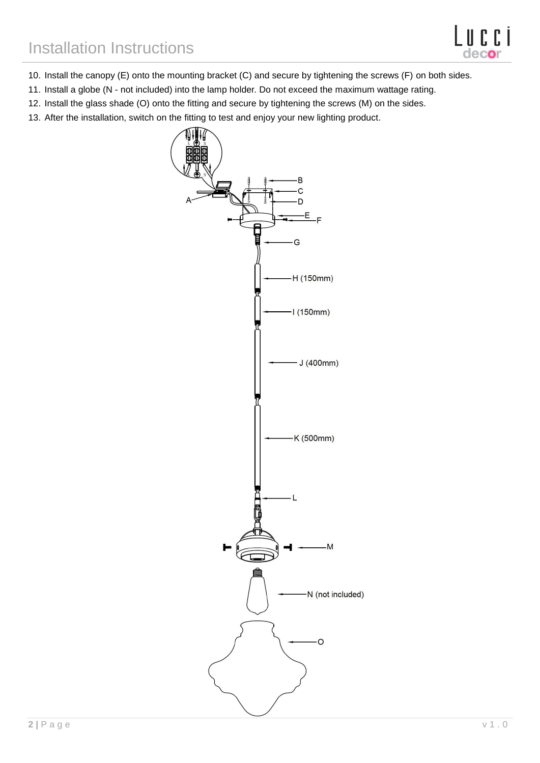# Installation Instructions

10. Install the canopy (E) onto the mounting bracket (C) and secure by tightening the screws (F) on both sides.
11. Install a globe (N - not included) into the lamp holder. Do not exceed the maximum wattage rating.
12. Install the glass shade (O) onto the fitting and secure by tightening the screws (M) on the sides.
13. After the installation, switch on the fitting to test and enjoy your new lighting product.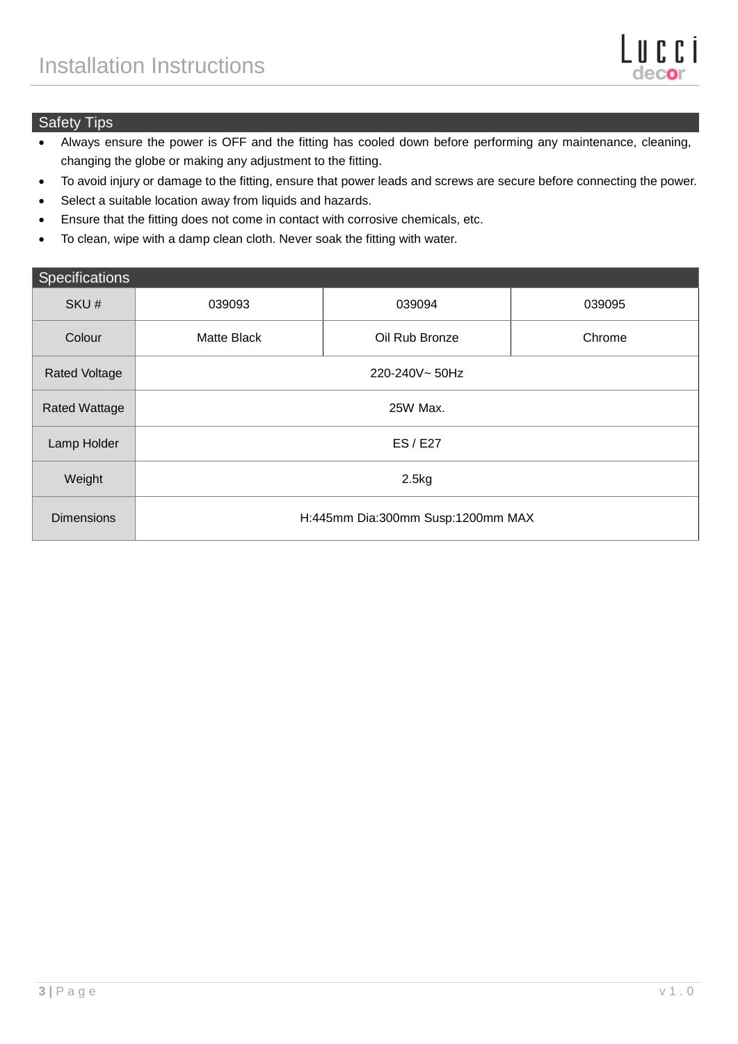## Safety Tips

- Always ensure the power is OFF and the fitting has cooled down before performing any maintenance, cleaning, changing the globe or making any adjustment to the fitting.
- To avoid injury or damage to the fitting, ensure that power leads and screws are secure before connecting the power.
- Select a suitable location away from liquids and hazards.
- Ensure that the fitting does not come in contact with corrosive chemicals, etc.
- To clean, wipe with a damp clean cloth. Never soak the fitting with water.

## Specifications

| SKU # | 039093 | 039094 | 039095 |
|---|---|---|---|
| Colour | Matte Black | Oil Rub Bronze | Chrome |
| Rated Voltage | 220-240V~ 50Hz | | |
| Rated Wattage | 25W Max. | | |
| Lamp Holder | ES / E27 | | |
| Weight | 2.5kg | | |
| Dimensions | H:445mm Dia:300mm Susp:1200mm MAX | | |